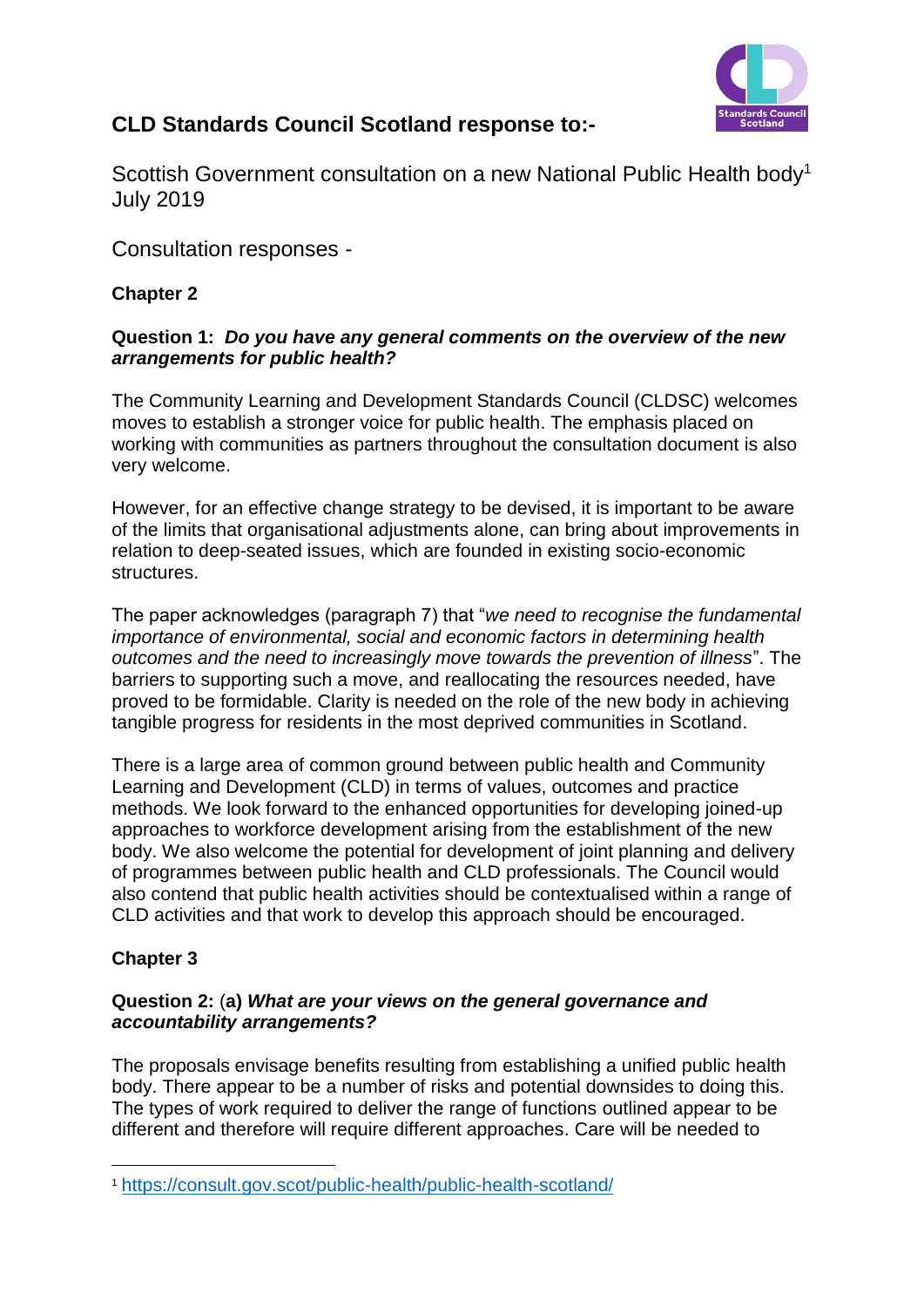# CLD Standards Council Scotland response to:-

Scottish Government consultation on a new National Public Health body[1] July 2019

Consultation responses -

## Chapter 2

### Question 1: *Do you have any general comments on the overview of the new arrangements for public health?*

The Community Learning and Development Standards Council (CLDSC) welcomes moves to establish a stronger voice for public health. The emphasis placed on working with communities as partners throughout the consultation document is also very welcome.

However, for an effective change strategy to be devised, it is important to be aware of the limits that organisational adjustments alone, can bring about improvements in relation to deep-seated issues, which are founded in existing socio-economic structures.

The paper acknowledges (paragraph 7) that "*we need to recognise the fundamental importance of environmental, social and economic factors in determining health outcomes and the need to increasingly move towards the prevention of illness*". The barriers to supporting such a move, and reallocating the resources needed, have proved to be formidable. Clarity is needed on the role of the new body in achieving tangible progress for residents in the most deprived communities in Scotland.

There is a large area of common ground between public health and Community Learning and Development (CLD) in terms of values, outcomes and practice methods. We look forward to the enhanced opportunities for developing joined-up approaches to workforce development arising from the establishment of the new body. We also welcome the potential for development of joint planning and delivery of programmes between public health and CLD professionals. The Council would also contend that public health activities should be contextualised within a range of CLD activities and that work to develop this approach should be encouraged.

## Chapter 3

### Question 2: (a) *What are your views on the general governance and accountability arrangements?*

The proposals envisage benefits resulting from establishing a unified public health body. There appear to be a number of risks and potential downsides to doing this. The types of work required to deliver the range of functions outlined appear to be different and therefore will require different approaches. Care will be needed to

---

[1] https://consult.gov.scot/public-health/public-health-scotland/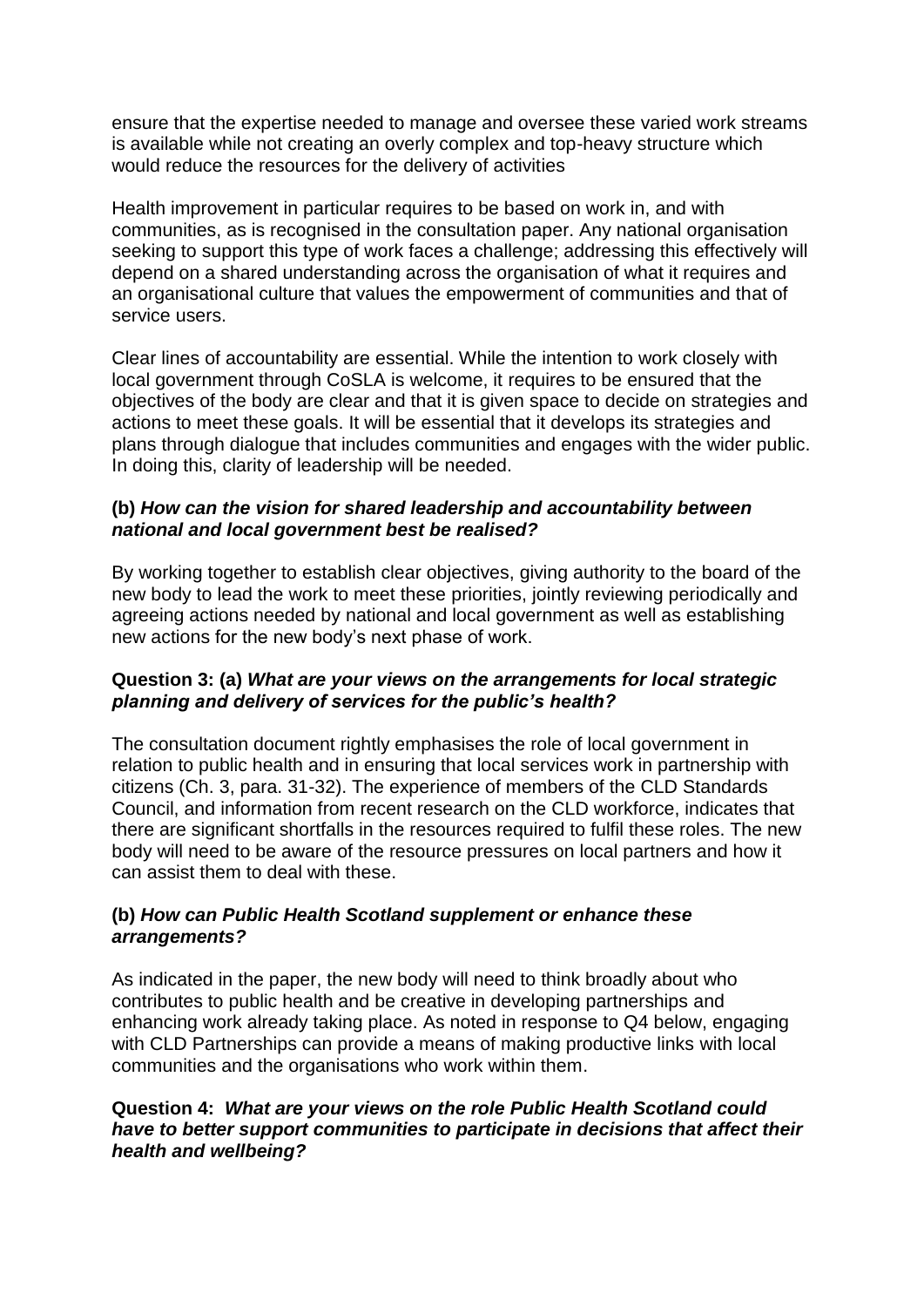ensure that the expertise needed to manage and oversee these varied work streams is available while not creating an overly complex and top-heavy structure which would reduce the resources for the delivery of activities

Health improvement in particular requires to be based on work in, and with communities, as is recognised in the consultation paper. Any national organisation seeking to support this type of work faces a challenge; addressing this effectively will depend on a shared understanding across the organisation of what it requires and an organisational culture that values the empowerment of communities and that of service users.

Clear lines of accountability are essential. While the intention to work closely with local government through CoSLA is welcome, it requires to be ensured that the objectives of the body are clear and that it is given space to decide on strategies and actions to meet these goals. It will be essential that it develops its strategies and plans through dialogue that includes communities and engages with the wider public. In doing this, clarity of leadership will be needed.

**(b)** ***How can the vision for shared leadership and accountability between national and local government best be realised?***

By working together to establish clear objectives, giving authority to the board of the new body to lead the work to meet these priorities, jointly reviewing periodically and agreeing actions needed by national and local government as well as establishing new actions for the new body's next phase of work.

**Question 3: (a)** ***What are your views on the arrangements for local strategic planning and delivery of services for the public's health?***

The consultation document rightly emphasises the role of local government in relation to public health and in ensuring that local services work in partnership with citizens (Ch. 3, para. 31-32). The experience of members of the CLD Standards Council, and information from recent research on the CLD workforce, indicates that there are significant shortfalls in the resources required to fulfil these roles. The new body will need to be aware of the resource pressures on local partners and how it can assist them to deal with these.

**(b)** ***How can Public Health Scotland supplement or enhance these arrangements?***

As indicated in the paper, the new body will need to think broadly about who contributes to public health and be creative in developing partnerships and enhancing work already taking place. As noted in response to Q4 below, engaging with CLD Partnerships can provide a means of making productive links with local communities and the organisations who work within them.

**Question 4:** ***What are your views on the role Public Health Scotland could have to better support communities to participate in decisions that affect their health and wellbeing?***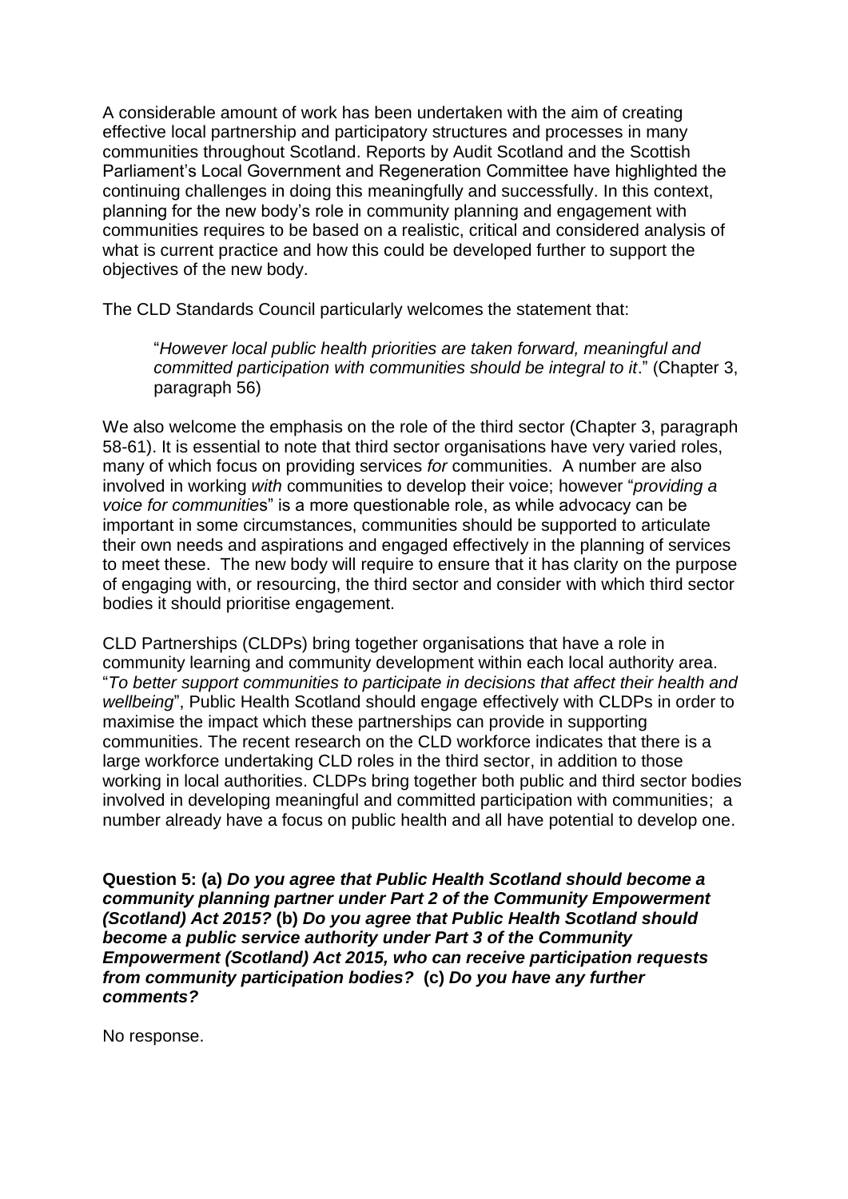A considerable amount of work has been undertaken with the aim of creating effective local partnership and participatory structures and processes in many communities throughout Scotland. Reports by Audit Scotland and the Scottish Parliament's Local Government and Regeneration Committee have highlighted the continuing challenges in doing this meaningfully and successfully. In this context, planning for the new body's role in community planning and engagement with communities requires to be based on a realistic, critical and considered analysis of what is current practice and how this could be developed further to support the objectives of the new body.

The CLD Standards Council particularly welcomes the statement that:

> "*However local public health priorities are taken forward, meaningful and committed participation with communities should be integral to it*." (Chapter 3, paragraph 56)

We also welcome the emphasis on the role of the third sector (Chapter 3, paragraph 58-61). It is essential to note that third sector organisations have very varied roles, many of which focus on providing services *for* communities. A number are also involved in working *with* communities to develop their voice; however "*providing a voice for communities*" is a more questionable role, as while advocacy can be important in some circumstances, communities should be supported to articulate their own needs and aspirations and engaged effectively in the planning of services to meet these. The new body will require to ensure that it has clarity on the purpose of engaging with, or resourcing, the third sector and consider with which third sector bodies it should prioritise engagement.

CLD Partnerships (CLDPs) bring together organisations that have a role in community learning and community development within each local authority area. "*To better support communities to participate in decisions that affect their health and wellbeing*", Public Health Scotland should engage effectively with CLDPs in order to maximise the impact which these partnerships can provide in supporting communities. The recent research on the CLD workforce indicates that there is a large workforce undertaking CLD roles in the third sector, in addition to those working in local authorities. CLDPs bring together both public and third sector bodies involved in developing meaningful and committed participation with communities; a number already have a focus on public health and all have potential to develop one.

**Question 5: (a)** ***Do you agree that Public Health Scotland should become a community planning partner under Part 2 of the Community Empowerment (Scotland) Act 2015?*** **(b)** ***Do you agree that Public Health Scotland should become a public service authority under Part 3 of the Community Empowerment (Scotland) Act 2015, who can receive participation requests from community participation bodies?*** **(c)** ***Do you have any further comments?***

No response.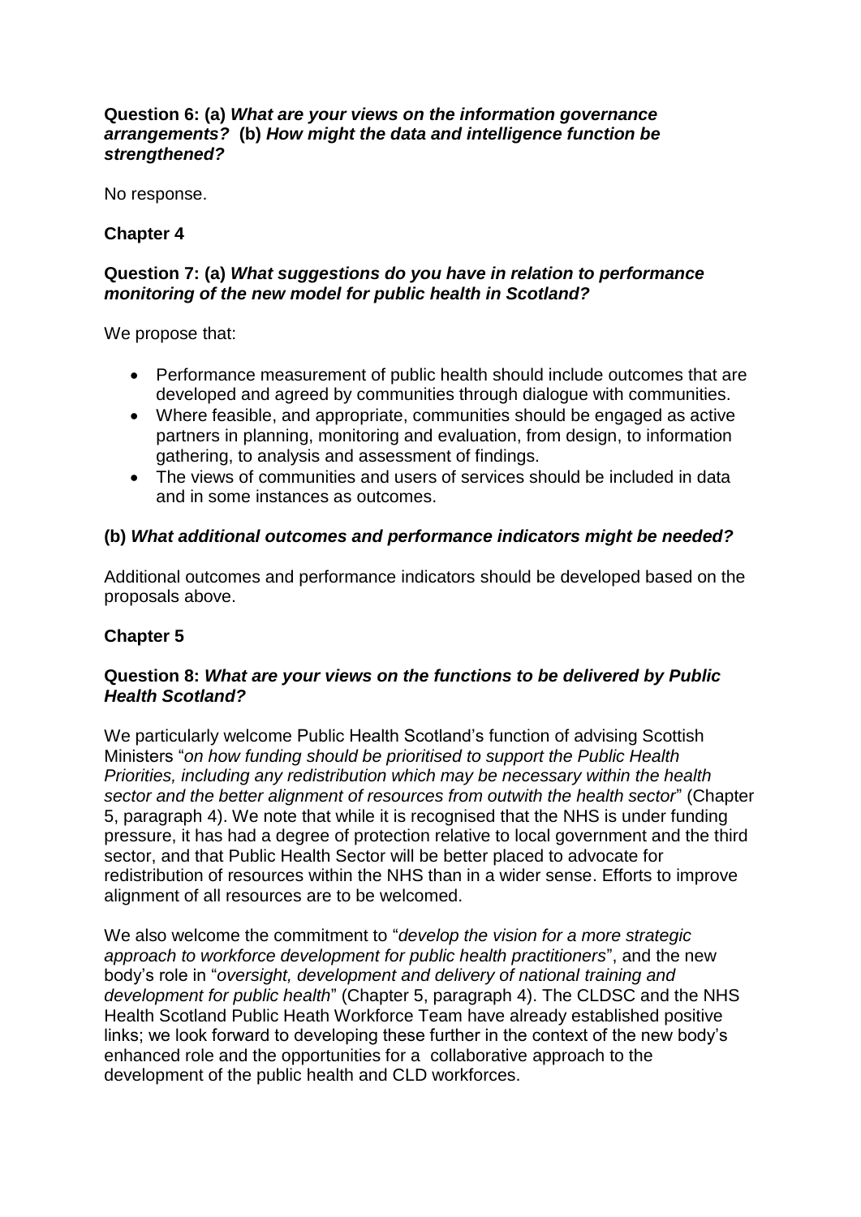**Question 6: (a)** ***What are your views on the information governance arrangements?*** **(b)** ***How might the data and intelligence function be strengthened?***

No response.

**Chapter 4**

**Question 7: (a)** ***What suggestions do you have in relation to performance monitoring of the new model for public health in Scotland?***

We propose that:

- Performance measurement of public health should include outcomes that are developed and agreed by communities through dialogue with communities.
- Where feasible, and appropriate, communities should be engaged as active partners in planning, monitoring and evaluation, from design, to information gathering, to analysis and assessment of findings.
- The views of communities and users of services should be included in data and in some instances as outcomes.

**(b)** ***What additional outcomes and performance indicators might be needed?***

Additional outcomes and performance indicators should be developed based on the proposals above.

**Chapter 5**

**Question 8:** ***What are your views on the functions to be delivered by Public Health Scotland?***

We particularly welcome Public Health Scotland's function of advising Scottish Ministers "*on how funding should be prioritised to support the Public Health Priorities, including any redistribution which may be necessary within the health sector and the better alignment of resources from outwith the health sector*" (Chapter 5, paragraph 4). We note that while it is recognised that the NHS is under funding pressure, it has had a degree of protection relative to local government and the third sector, and that Public Health Sector will be better placed to advocate for redistribution of resources within the NHS than in a wider sense. Efforts to improve alignment of all resources are to be welcomed.

We also welcome the commitment to "*develop the vision for a more strategic approach to workforce development for public health practitioners*", and the new body's role in "*oversight, development and delivery of national training and development for public health*" (Chapter 5, paragraph 4). The CLDSC and the NHS Health Scotland Public Heath Workforce Team have already established positive links; we look forward to developing these further in the context of the new body's enhanced role and the opportunities for a collaborative approach to the development of the public health and CLD workforces.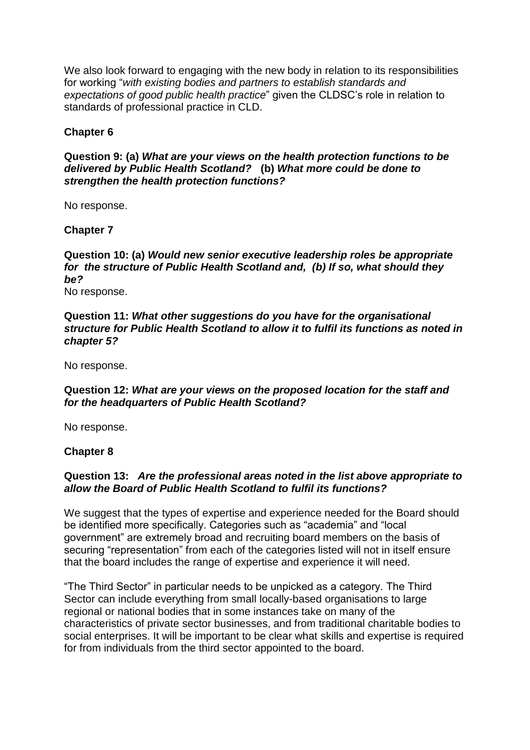We also look forward to engaging with the new body in relation to its responsibilities for working "*with existing bodies and partners to establish standards and expectations of good public health practice*" given the CLDSC's role in relation to standards of professional practice in CLD.

**Chapter 6**

**Question 9: (a)** ***What are your views on the health protection functions to be delivered by Public Health Scotland?*** **(b)** ***What more could be done to strengthen the health protection functions?***

No response.

**Chapter 7**

**Question 10: (a)** ***Would new senior executive leadership roles be appropriate for the structure of Public Health Scotland and, (b) If so, what should they be?***

No response.

**Question 11:** ***What other suggestions do you have for the organisational structure for Public Health Scotland to allow it to fulfil its functions as noted in chapter 5?***

No response.

**Question 12:** ***What are your views on the proposed location for the staff and for the headquarters of Public Health Scotland?***

No response.

**Chapter 8**

**Question 13:** ***Are the professional areas noted in the list above appropriate to allow the Board of Public Health Scotland to fulfil its functions?***

We suggest that the types of expertise and experience needed for the Board should be identified more specifically. Categories such as "academia" and "local government" are extremely broad and recruiting board members on the basis of securing "representation" from each of the categories listed will not in itself ensure that the board includes the range of expertise and experience it will need.

"The Third Sector" in particular needs to be unpicked as a category. The Third Sector can include everything from small locally-based organisations to large regional or national bodies that in some instances take on many of the characteristics of private sector businesses, and from traditional charitable bodies to social enterprises. It will be important to be clear what skills and expertise is required for from individuals from the third sector appointed to the board.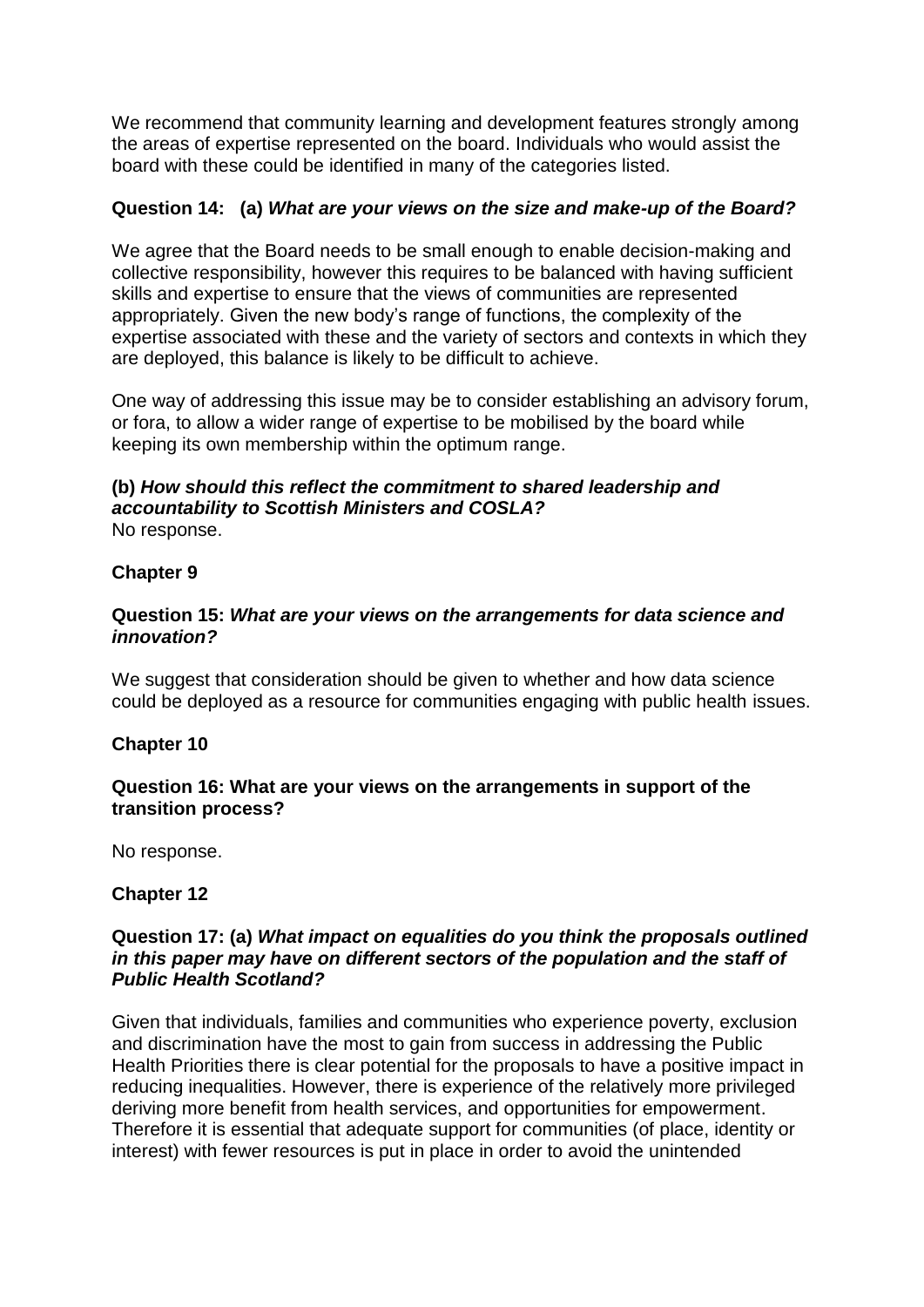We recommend that community learning and development features strongly among the areas of expertise represented on the board. Individuals who would assist the board with these could be identified in many of the categories listed.

**Question 14: (a)** ***What are your views on the size and make-up of the Board?***

We agree that the Board needs to be small enough to enable decision-making and collective responsibility, however this requires to be balanced with having sufficient skills and expertise to ensure that the views of communities are represented appropriately. Given the new body's range of functions, the complexity of the expertise associated with these and the variety of sectors and contexts in which they are deployed, this balance is likely to be difficult to achieve.

One way of addressing this issue may be to consider establishing an advisory forum, or fora, to allow a wider range of expertise to be mobilised by the board while keeping its own membership within the optimum range.

**(b)** ***How should this reflect the commitment to shared leadership and accountability to Scottish Ministers and COSLA?***
No response.

**Chapter 9**

**Question 15:** ***What are your views on the arrangements for data science and innovation?***

We suggest that consideration should be given to whether and how data science could be deployed as a resource for communities engaging with public health issues.

**Chapter 10**

**Question 16: What are your views on the arrangements in support of the transition process?**

No response.

**Chapter 12**

**Question 17: (a)** ***What impact on equalities do you think the proposals outlined in this paper may have on different sectors of the population and the staff of Public Health Scotland?***

Given that individuals, families and communities who experience poverty, exclusion and discrimination have the most to gain from success in addressing the Public Health Priorities there is clear potential for the proposals to have a positive impact in reducing inequalities. However, there is experience of the relatively more privileged deriving more benefit from health services, and opportunities for empowerment. Therefore it is essential that adequate support for communities (of place, identity or interest) with fewer resources is put in place in order to avoid the unintended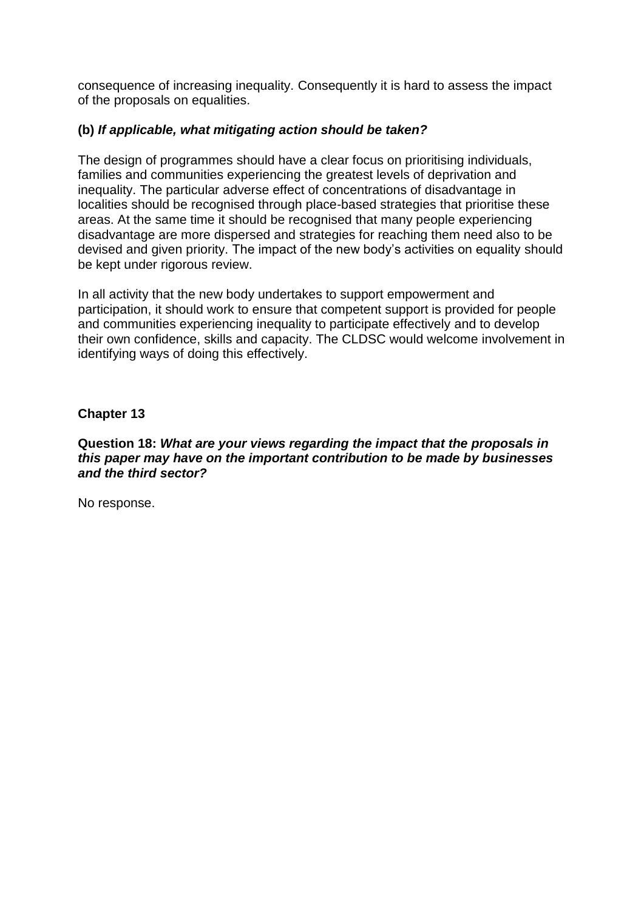consequence of increasing inequality. Consequently it is hard to assess the impact of the proposals on equalities.

**(b)** ***If applicable, what mitigating action should be taken?***

The design of programmes should have a clear focus on prioritising individuals, families and communities experiencing the greatest levels of deprivation and inequality. The particular adverse effect of concentrations of disadvantage in localities should be recognised through place-based strategies that prioritise these areas. At the same time it should be recognised that many people experiencing disadvantage are more dispersed and strategies for reaching them need also to be devised and given priority. The impact of the new body's activities on equality should be kept under rigorous review.

In all activity that the new body undertakes to support empowerment and participation, it should work to ensure that competent support is provided for people and communities experiencing inequality to participate effectively and to develop their own confidence, skills and capacity. The CLDSC would welcome involvement in identifying ways of doing this effectively.

## Chapter 13

**Question 18:** ***What are your views regarding the impact that the proposals in this paper may have on the important contribution to be made by businesses and the third sector?***

No response.